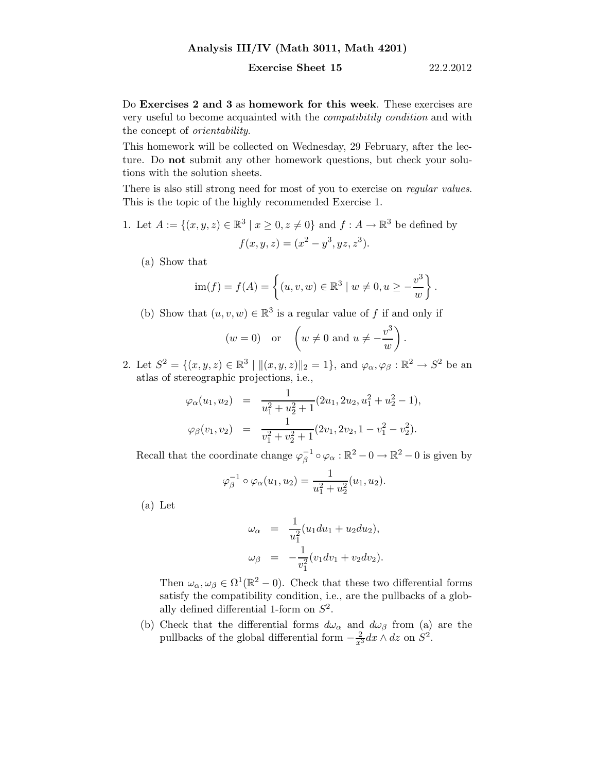**Analysis III/IV (Math 3011, Math 4201)**

**Exercise Sheet 15** 22.2.2012

Do **Exercises 2 and 3** as **homework for this week**. These exercises are very useful to become acquainted with the *compatibitily condition* and with the concept of *orientability*.

This homework will be collected on Wednesday, 29 February, after the lecture. Do **not** submit any other homework questions, but check your solutions with the solution sheets.

There is also still strong need for most of you to exercise on *regular values*. This is the topic of the highly recommended Exercise 1.

1. Let $A := \{(x, y, z) \in \mathbb{R}^3 \mid x \geq 0, z \neq 0\}$ and $f : A \to \mathbb{R}^3$ be defined by
$$f(x, y, z) = (x^2 - y^3, yz, z^3).$$

   (a) Show that
$$\operatorname{im}(f) = f(A) = \left\{ (u, v, w) \in \mathbb{R}^3 \mid w \neq 0, u \geq -\frac{v^3}{w} \right\}.$$

   (b) Show that $(u, v, w) \in \mathbb{R}^3$ is a regular value of $f$ if and only if
$$(w = 0) \quad \text{or} \quad \left( w \neq 0 \text{ and } u \neq -\frac{v^3}{w} \right).$$

2. Let $S^2 = \{(x, y, z) \in \mathbb{R}^3 \mid \|(x, y, z)\|_2 = 1\}$, and $\varphi_\alpha, \varphi_\beta : \mathbb{R}^2 \to S^2$ be an atlas of stereographic projections, i.e.,
$$\begin{aligned}
\varphi_\alpha(u_1, u_2) &= \frac{1}{u_1^2 + u_2^2 + 1}(2u_1, 2u_2, u_1^2 + u_2^2 - 1), \\
\varphi_\beta(v_1, v_2) &= \frac{1}{v_1^2 + v_2^2 + 1}(2v_1, 2v_2, 1 - v_1^2 - v_2^2).
\end{aligned}$$

   Recall that the coordinate change $\varphi_\beta^{-1} \circ \varphi_\alpha : \mathbb{R}^2 - 0 \to \mathbb{R}^2 - 0$ is given by
$$\varphi_\beta^{-1} \circ \varphi_\alpha(u_1, u_2) = \frac{1}{u_1^2 + u_2^2}(u_1, u_2).$$

   (a) Let
$$\begin{aligned}
\omega_\alpha &= \frac{1}{u_1^2}(u_1 du_1 + u_2 du_2), \\
\omega_\beta &= -\frac{1}{v_1^2}(v_1 dv_1 + v_2 dv_2).
\end{aligned}$$

   Then $\omega_\alpha, \omega_\beta \in \Omega^1(\mathbb{R}^2 - 0)$. Check that these two differential forms satisfy the compatibility condition, i.e., are the pullbacks of a globally defined differential 1-form on $S^2$.

   (b) Check that the differential forms $d\omega_\alpha$ and $d\omega_\beta$ from (a) are the pullbacks of the global differential form $-\frac{2}{x^3} dx \wedge dz$ on $S^2$.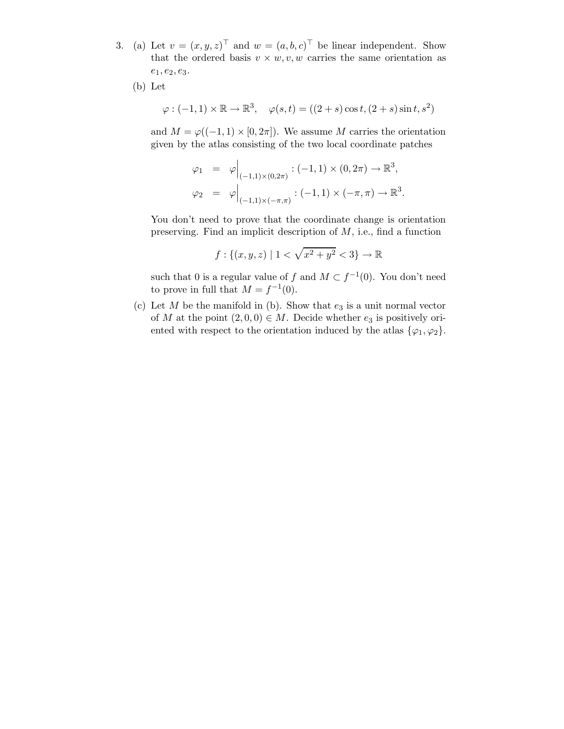3. (a) Let $v = (x, y, z)^\top$ and $w = (a, b, c)^\top$ be linear independent. Show that the ordered basis $v \times w, v, w$ carries the same orientation as $e_1, e_2, e_3$.

   (b) Let

$$\varphi : (-1, 1) \times \mathbb{R} \to \mathbb{R}^3, \quad \varphi(s, t) = ((2 + s) \cos t, (2 + s) \sin t, s^2)$$

   and $M = \varphi((-1, 1) \times [0, 2\pi])$. We assume $M$ carries the orientation given by the atlas consisting of the two local coordinate patches

$$\begin{aligned}
\varphi_1 &= \varphi\Big|_{(-1,1)\times(0,2\pi)} : (-1, 1) \times (0, 2\pi) \to \mathbb{R}^3, \\
\varphi_2 &= \varphi\Big|_{(-1,1)\times(-\pi,\pi)} : (-1, 1) \times (-\pi, \pi) \to \mathbb{R}^3.
\end{aligned}$$

   You don't need to prove that the coordinate change is orientation preserving. Find an implicit description of $M$, i.e., find a function

$$f : \{(x, y, z) \mid 1 < \sqrt{x^2 + y^2} < 3\} \to \mathbb{R}$$

   such that 0 is a regular value of $f$ and $M \subset f^{-1}(0)$. You don't need to prove in full that $M = f^{-1}(0)$.

   (c) Let $M$ be the manifold in (b). Show that $e_3$ is a unit normal vector of $M$ at the point $(2, 0, 0) \in M$. Decide whether $e_3$ is positively oriented with respect to the orientation induced by the atlas $\{\varphi_1, \varphi_2\}$.